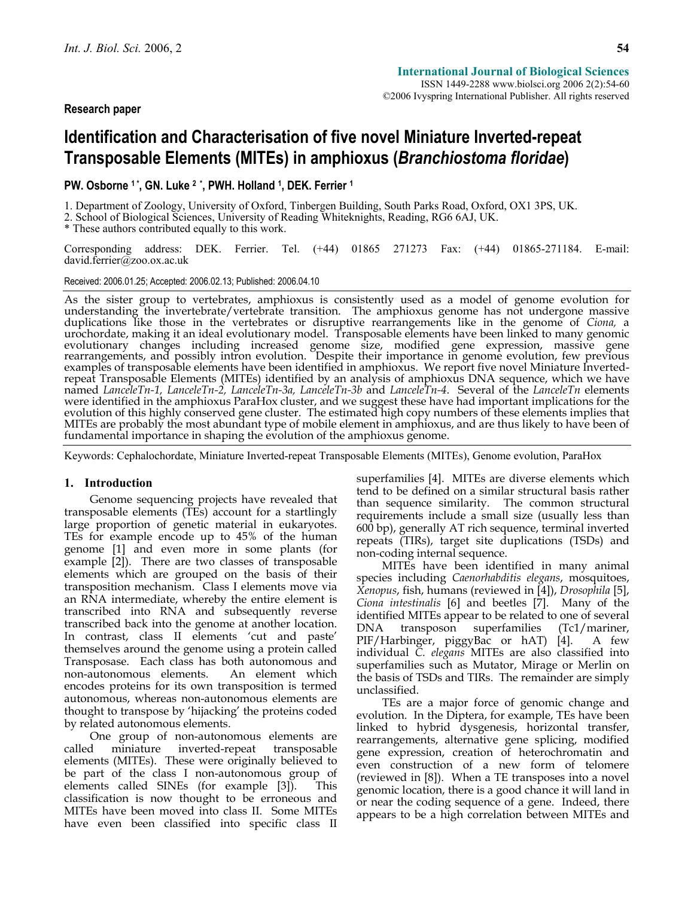Research paper

# Identification and Characterisation of five novel Miniature Inverted-repeat Transposable Elements (MITEs) in amphioxus (*Branchiostoma floridae*)

**PW. Osborne [1*], GN. Luke [2*], PWH. Holland [1], DEK. Ferrier [1]**

1. Department of Zoology, University of Oxford, Tinbergen Building, South Parks Road, Oxford, OX1 3PS, UK.
2. School of Biological Sciences, University of Reading Whiteknights, Reading, RG6 6AJ, UK.

\* These authors contributed equally to this work.

Corresponding address: DEK. Ferrier. Tel. (+44) 01865 271273 Fax: (+44) 01865-271184. E-mail: david.ferrier@zoo.ox.ac.uk

Received: 2006.01.25; Accepted: 2006.02.13; Published: 2006.04.10

As the sister group to vertebrates, amphioxus is consistently used as a model of genome evolution for understanding the invertebrate/vertebrate transition. The amphioxus genome has not undergone massive duplications like those in the vertebrates or disruptive rearrangements like in the genome of *Ciona,* a urochordate, making it an ideal evolutionary model. Transposable elements have been linked to many genomic evolutionary changes including increased genome size, modified gene expression, massive gene rearrangements, and possibly intron evolution. Despite their importance in genome evolution, few previous examples of transposable elements have been identified in amphioxus. We report five novel Miniature Inverted-repeat Transposable Elements (MITEs) identified by an analysis of amphioxus DNA sequence, which we have named *LanceleTn-1, LanceleTn-2, LanceleTn-3a, LanceleTn-3b* and *LanceleTn-4*. Several of the *LanceleTn* elements were identified in the amphioxus ParaHox cluster, and we suggest these have had important implications for the evolution of this highly conserved gene cluster. The estimated high copy numbers of these elements implies that MITEs are probably the most abundant type of mobile element in amphioxus, and are thus likely to have been of fundamental importance in shaping the evolution of the amphioxus genome.

Keywords: Cephalochordate, Miniature Inverted-repeat Transposable Elements (MITEs), Genome evolution, ParaHox

## 1. Introduction

Genome sequencing projects have revealed that transposable elements (TEs) account for a startlingly large proportion of genetic material in eukaryotes. TEs for example encode up to 45% of the human genome [1] and even more in some plants (for example [2]). There are two classes of transposable elements which are grouped on the basis of their transposition mechanism. Class I elements move via an RNA intermediate, whereby the entire element is transcribed into RNA and subsequently reverse transcribed back into the genome at another location. In contrast, class II elements 'cut and paste' themselves around the genome using a protein called Transposase. Each class has both autonomous and non-autonomous elements. An element which encodes proteins for its own transposition is termed autonomous, whereas non-autonomous elements are thought to transpose by 'hijacking' the proteins coded by related autonomous elements.

One group of non-autonomous elements are called miniature inverted-repeat transposable elements (MITEs). These were originally believed to be part of the class I non-autonomous group of elements called SINEs (for example [3]). This classification is now thought to be erroneous and MITEs have been moved into class II. Some MITEs have even been classified into specific class II superfamilies [4]. MITEs are diverse elements which tend to be defined on a similar structural basis rather than sequence similarity. The common structural requirements include a small size (usually less than 600 bp), generally AT rich sequence, terminal inverted repeats (TIRs), target site duplications (TSDs) and non-coding internal sequence.

MITEs have been identified in many animal species including *Caenorhabditis elegans*, mosquitoes, *Xenopus*, fish, humans (reviewed in [4]), *Drosophila* [5], *Ciona intestinalis* [6] and beetles [7]. Many of the identified MITEs appear to be related to one of several DNA transposon superfamilies (Tc1/mariner, PIF/Harbinger, piggyBac or hAT) [4]. A few individual *C. elegans* MITEs are also classified into superfamilies such as Mutator, Mirage or Merlin on the basis of TSDs and TIRs. The remainder are simply unclassified.

TEs are a major force of genomic change and evolution. In the Diptera, for example, TEs have been linked to hybrid dysgenesis, horizontal transfer, rearrangements, alternative gene splicing, modified gene expression, creation of heterochromatin and even construction of a new form of telomere (reviewed in [8]). When a TE transposes into a novel genomic location, there is a good chance it will land in or near the coding sequence of a gene. Indeed, there appears to be a high correlation between MITEs and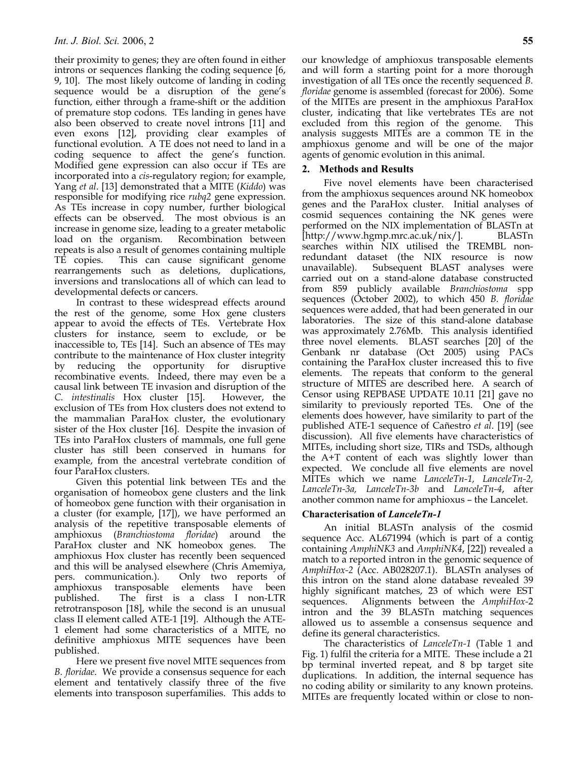their proximity to genes; they are often found in either introns or sequences flanking the coding sequence [6, 9, 10]. The most likely outcome of landing in coding sequence would be a disruption of the gene's function, either through a frame-shift or the addition of premature stop codons. TEs landing in genes have also been observed to create novel introns [11] and even exons [12], providing clear examples of functional evolution. A TE does not need to land in a coding sequence to affect the gene's function. Modified gene expression can also occur if TEs are incorporated into a *cis*-regulatory region; for example, Yang *et al*. [13] demonstrated that a MITE (*Kiddo*) was responsible for modifying rice *rubq2* gene expression. As TEs increase in copy number, further biological effects can be observed. The most obvious is an increase in genome size, leading to a greater metabolic load on the organism. Recombination between repeats is also a result of genomes containing multiple TE copies. This can cause significant genome rearrangements such as deletions, duplications, inversions and translocations all of which can lead to developmental defects or cancers.

In contrast to these widespread effects around the rest of the genome, some Hox gene clusters appear to avoid the effects of TEs. Vertebrate Hox clusters for instance, seem to exclude, or be inaccessible to, TEs [14]. Such an absence of TEs may contribute to the maintenance of Hox cluster integrity by reducing the opportunity for disruptive recombinative events. Indeed, there may even be a causal link between TE invasion and disruption of the *C. intestinalis* Hox cluster [15]. However, the exclusion of TEs from Hox clusters does not extend to the mammalian ParaHox cluster, the evolutionary sister of the Hox cluster [16]. Despite the invasion of TEs into ParaHox clusters of mammals, one full gene cluster has still been conserved in humans for example, from the ancestral vertebrate condition of four ParaHox clusters.

Given this potential link between TEs and the organisation of homeobox gene clusters and the link of homeobox gene function with their organisation in a cluster (for example, [17]), we have performed an analysis of the repetitive transposable elements of amphioxus (*Branchiostoma floridae*) around the ParaHox cluster and NK homeobox genes. The amphioxus Hox cluster has recently been sequenced and this will be analysed elsewhere (Chris Amemiya, pers. communication.). Only two reports of amphioxus transposable elements have been published. The first is a class I non-LTR retrotransposon [18], while the second is an unusual class II element called ATE-1 [19]. Although the ATE-1 element had some characteristics of a MITE, no definitive amphioxus MITE sequences have been published.

Here we present five novel MITE sequences from *B. floridae*. We provide a consensus sequence for each element and tentatively classify three of the five elements into transposon superfamilies. This adds to our knowledge of amphioxus transposable elements and will form a starting point for a more thorough investigation of all TEs once the recently sequenced *B. floridae* genome is assembled (forecast for 2006). Some of the MITEs are present in the amphioxus ParaHox cluster, indicating that like vertebrates TEs are not excluded from this region of the genome. This analysis suggests MITEs are a common TE in the amphioxus genome and will be one of the major agents of genomic evolution in this animal.

## 2. Methods and Results

Five novel elements have been characterised from the amphioxus sequences around NK homeobox genes and the ParaHox cluster. Initial analyses of cosmid sequences containing the NK genes were performed on the NIX implementation of BLASTn at [http://www.hgmp.mrc.ac.uk/nix/]. BLASTn searches within NIX utilised the TREMBL non-redundant dataset (the NIX resource is now unavailable). Subsequent BLAST analyses were carried out on a stand-alone database constructed from 859 publicly available *Branchiostoma* spp sequences (October 2002), to which 450 *B. floridae* sequences were added, that had been generated in our laboratories. The size of this stand-alone database was approximately 2.76Mb. This analysis identified three novel elements. BLAST searches [20] of the Genbank nr database (Oct 2005) using PACs containing the ParaHox cluster increased this to five elements. The repeats that conform to the general structure of MITES are described here. A search of Censor using REPBASE UPDATE 10.11 [21] gave no similarity to previously reported TEs. One of the elements does however, have similarity to part of the published ATE-1 sequence of Cañestro *et al*. [19] (see discussion). All five elements have characteristics of MITEs, including short size, TIRs and TSDs, although the A+T content of each was slightly lower than expected. We conclude all five elements are novel MITEs which we name *LanceleTn-1, LanceleTn-2, LanceleTn-3a, LanceleTn-3b* and *LanceleTn-4*, after another common name for amphioxus – the Lancelet.

### Characterisation of *LanceleTn-1*

An initial BLASTn analysis of the cosmid sequence Acc. AL671994 (which is part of a contig containing *AmphiNK3* and *AmphiNK4*, [22]) revealed a match to a reported intron in the genomic sequence of *AmphiHox-2* (Acc. AB028207.1). BLASTn analyses of this intron on the stand alone database revealed 39 highly significant matches, 23 of which were EST sequences. Alignments between the *AmphiHox*-2 intron and the 39 BLASTn matching sequences allowed us to assemble a consensus sequence and define its general characteristics.

The characteristics of *LanceleTn-1* (Table 1 and Fig. 1) fulfil the criteria for a MITE. These include a 21 bp terminal inverted repeat, and 8 bp target site duplications. In addition, the internal sequence has no coding ability or similarity to any known proteins. MITEs are frequently located within or close to non-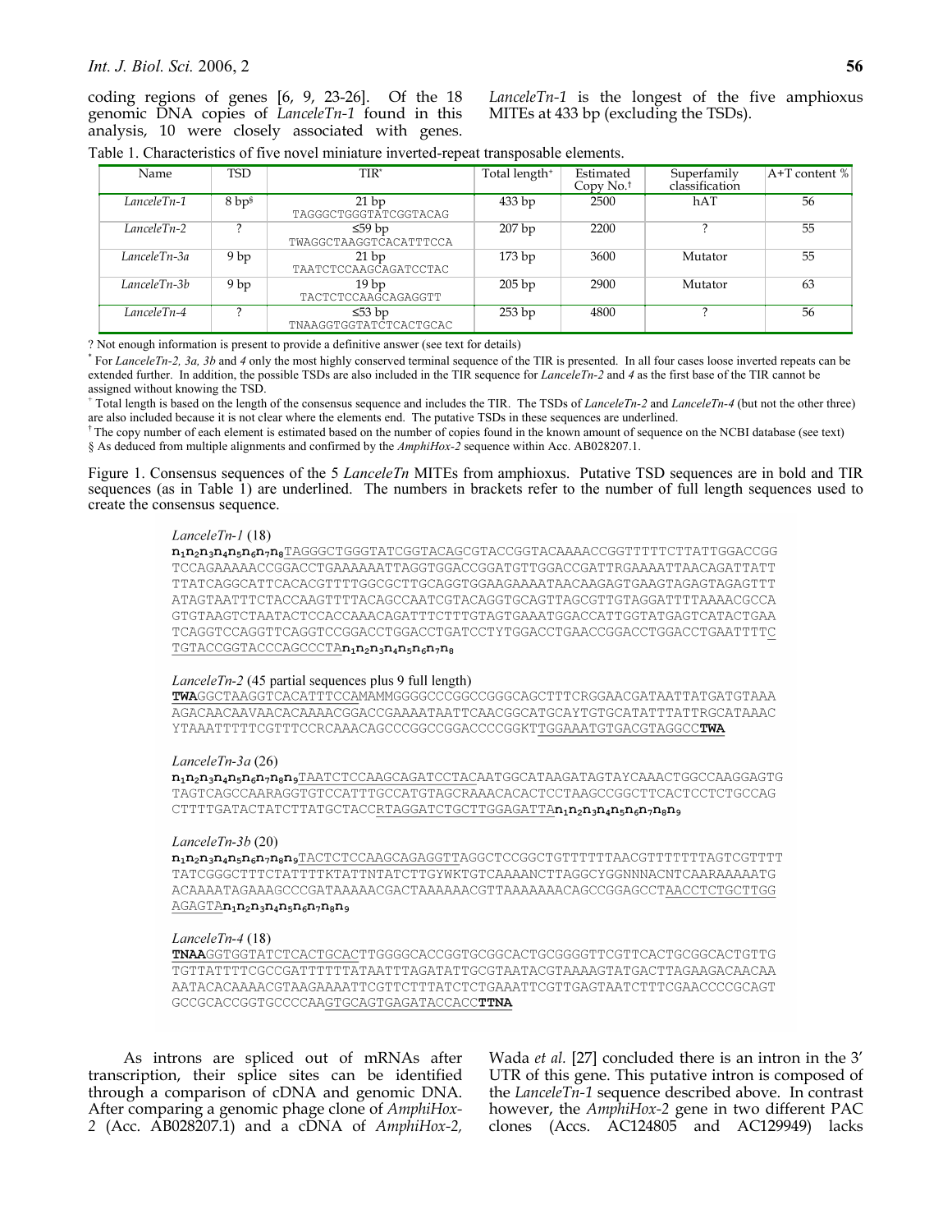coding regions of genes [6, 9, 23-26]. Of the 18 genomic DNA copies of *LanceleTn-1* found in this analysis, 10 were closely associated with genes. *LanceleTn-1* is the longest of the five amphioxus MITEs at 433 bp (excluding the TSDs).

Table 1. Characteristics of five novel miniature inverted-repeat transposable elements.

| Name | TSD | TIR* | Total length+ | Estimated Copy No.† | Superfamily classification | A+T content % |
|---|---|---|---|---|---|---|
| *LanceleTn-1* | 8 bp§ | 21 bp TAGGGCTGGGTATCGGTACAG | 433 bp | 2500 | hAT | 56 |
| *LanceleTn-2* | ? | ≤59 bp TWAGGCTAAGGTCACATTTCCA | 207 bp | 2200 | ? | 55 |
| *LanceleTn-3a* | 9 bp | 21 bp TAATCTCCAAGCAGATCCTAC | 173 bp | 3600 | Mutator | 55 |
| *LanceleTn-3b* | 9 bp | 19 bp TACTCTCCAAGCAGAGGTT | 205 bp | 2900 | Mutator | 63 |
| *LanceleTn-4* | ? | ≤53 bp TNAAGGTGGTATCTCACTGCAC | 253 bp | 4800 | ? | 56 |

? Not enough information is present to provide a definitive answer (see text for details)

\* For *LanceleTn-2, 3a, 3b* and *4* only the most highly conserved terminal sequence of the TIR is presented. In all four cases loose inverted repeats can be extended further. In addition, the possible TSDs are also included in the TIR sequence for *LanceleTn-2* and *4* as the first base of the TIR cannot be assigned without knowing the TSD.

+ Total length is based on the length of the consensus sequence and includes the TIR. The TSDs of *LanceleTn-2* and *LanceleTn-4* (but not the other three) are also included because it is not clear where the elements end. The putative TSDs in these sequences are underlined.

† The copy number of each element is estimated based on the number of copies found in the known amount of sequence on the NCBI database (see text)

§ As deduced from multiple alignments and confirmed by the *AmphiHox-2* sequence within Acc. AB028207.1.

Figure 1. Consensus sequences of the 5 *LanceleTn* MITEs from amphioxus. Putative TSD sequences are in bold and TIR sequences (as in Table 1) are underlined. The numbers in brackets refer to the number of full length sequences used to create the consensus sequence.

*LanceleTn-1* (18)

```
n1n2n3n4n5n6n7n8TAGGGCTGGGTATCGGTACAGCGTACCGGTACAAAACCGGTTTTTCTTATTGGACCGG
TCCAGAAAAACCGGACCTGAAAAAATTAGGTGGACCGGATGTTGGACCGATTRGAAAATTAACAGATTATT
TTATCAGGCATTCACACGTTTTGGCGCTTGCAGGTGGAAGAAAATAACAAGAGTGAAGTAGAGTAGAGTTT
ATAGTAATTTCTACCAAGTTTTACAGCCAATCGTACAGGTGCAGTTAGCGTTGTAGGATTTTAAAACGCCA
GTGTAAGTCTAATACTCCACCAAACAGATTTCTTTGTAGTGAAATGGACCATTGGTATGAGTCATACTGAA
TCAGGTCCAGGTTCAGGTCCGGACCTGGACCTGATCCTYGGACCTGAACCGGACCTGGACCTGAATTTTC
TGTACCGGTACCCAGCCCTAn1n2n3n4n5n6n7n8
```

*LanceleTn-2* (45 partial sequences plus 9 full length)

```
TWAGGCTAAGGTCACATTTCCAMAMMGGGGCCCGGCCGGGCAGCTTTCRGGAACGATAATTATGATGTAAA
AGACAACAAVAACACAAAACGGACCGAAAATAATTCAACGGCATGCAYTGTGCATATTTATTRGCATAAAC
YTAAATTTTTCGTTTCCRCAAACAGCCCGGCCGGACCCCGGKTTGGAAATGTGACGTAGGCCTWA
```

*LanceleTn-3a* (26)

```
n1n2n3n4n5n6n7n8n9TAATCTCCAAGCAGATCCTACAATGGCATAAGATAGTAYCAAACTGGCCAAGGAGTG
TAGTCAGCCAARAGGTGTCCATTTGCCATGTAGCRAAACACACTCCTAAGCCGGCTTCACTCCTCTGCCAG
CTTTTGATACTATCTTATGCTACCRTAGGATCTGCTTGGAGATTAn1n2n3n4n5n6n7n8n9
```

*LanceleTn-3b* (20)

```
n1n2n3n4n5n6n7n8n9TACTCTCCAAGCAGAGGTTAGGCTCCGGCTGTTTTTTAACGTTTTTTTAGTCGTTTT
TATCGGGCTTTCTATTTTKTATTNTATCTTGYWKTGTCAAAANCTTAGGCYGGNNNACNTCAARAAAAATG
ACAAAATAGAAAGCCCGATAAAAACGACTAAAAAACGTTAAAAAAACAGCCGGAGCCTAACCTCTGCTTGG
AGAGTAn1n2n3n4n5n6n7n8n9
```

*LanceleTn-4* (18)

```
TNAAGGTGGTATCTCACTGCACTTGGGGCACCGGTGCGGCACTGCGGGGTTCGTTCACTGCGGCACTGTTG
TGTTATTTTCGCCGATTTTTTATAATTTAGATATTGCGTAATACGTAAAAGTATGACTTAGAAGACAACAA
AATACACAAAACGTAAGAAAATTCGTTCTTTATCTCTGAAATTCGTTGAGTAATCTTTCGAACCCCGCAGT
GCCGCACCGGTGCCCCAAGTGCAGTGAGATACCACCTTNA
```

As introns are spliced out of mRNAs after transcription, their splice sites can be identified through a comparison of cDNA and genomic DNA. After comparing a genomic phage clone of *AmphiHox-2* (Acc. AB028207.1) and a cDNA of *AmphiHox-2,* Wada *et al.* [27] concluded there is an intron in the 3′ UTR of this gene. This putative intron is composed of the *LanceleTn-1* sequence described above. In contrast however, the *AmphiHox-2* gene in two different PAC clones (Accs. AC124805 and AC129949) lacks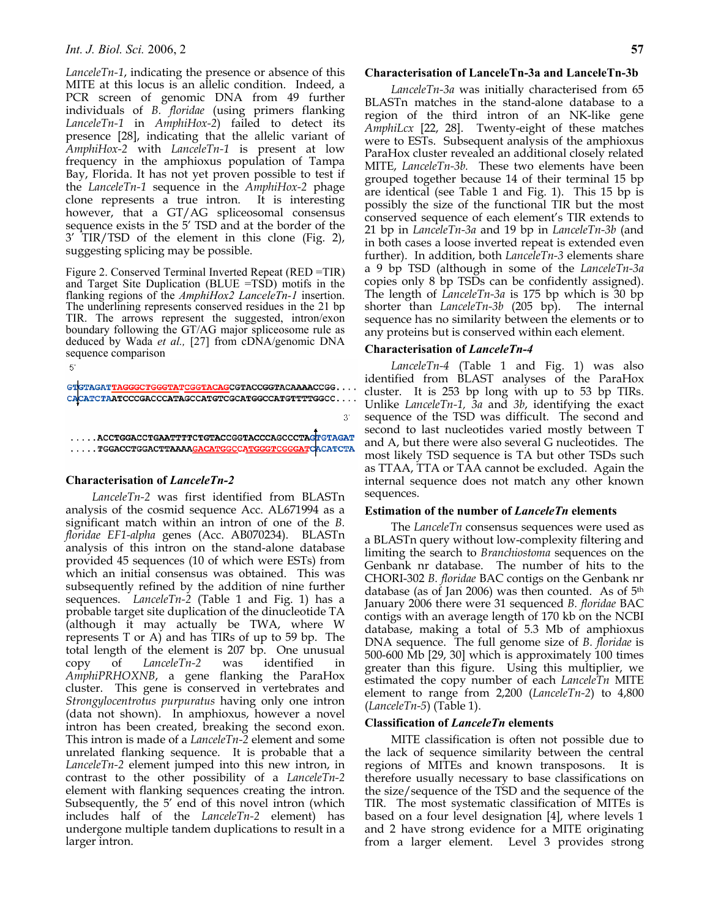*LanceleTn-1*, indicating the presence or absence of this MITE at this locus is an allelic condition. Indeed, a PCR screen of genomic DNA from 49 further individuals of *B. floridae* (using primers flanking *LanceleTn-1* in *AmphiHox-2*) failed to detect its presence [28], indicating that the allelic variant of *AmphiHox-2* with *LanceleTn-1* is present at low frequency in the amphioxus population of Tampa Bay, Florida. It has not yet proven possible to test if the *LanceleTn-1* sequence in the *AmphiHox-2* phage clone represents a true intron. It is interesting however, that a GT/AG spliceosomal consensus sequence exists in the 5′ TSD and at the border of the 3′ TIR/TSD of the element in this clone (Fig. 2), suggesting splicing may be possible.

Figure 2. Conserved Terminal Inverted Repeat (RED =TIR) and Target Site Duplication (BLUE =TSD) motifs in the flanking regions of the *AmphiHox2 LanceleTn-1* insertion. The underlining represents conserved residues in the 21 bp TIR. The arrows represent the suggested, intron/exon boundary following the GT/AG major spliceosome rule as deduced by Wada *et al.,* [27] from cDNA/genomic DNA sequence comparison

```
5'
GTGTAGATTAGGGCTGGGTATCGGTACAGCGTACCGGTACAAAACCGG....
CACATCTAATCCCGACCCATAGCCATGTCGCATGGCCATGTTTTGGCC....
                                                  3'
.....ACCTGGACCTGAATTTTCTGTACCGGTACCCAGCCCTAGTGTAGAT
.....TGGACCTGGACTTAAAAGACATGGCCATGGGTCGGGATCACATCTA
```

### Characterisation of *LanceleTn-2*

*LanceleTn-2* was first identified from BLASTn analysis of the cosmid sequence Acc. AL671994 as a significant match within an intron of one of the *B. floridae EF1-alpha* genes (Acc. AB070234). BLASTn analysis of this intron on the stand-alone database provided 45 sequences (10 of which were ESTs) from which an initial consensus was obtained. This was subsequently refined by the addition of nine further sequences. *LanceleTn-2* (Table 1 and Fig. 1) has a probable target site duplication of the dinucleotide TA (although it may actually be TWA, where W represents T or A) and has TIRs of up to 59 bp. The total length of the element is 207 bp. One unusual copy of *LanceleTn-2* was identified in *AmphiPRHOXNB*, a gene flanking the ParaHox cluster. This gene is conserved in vertebrates and *Strongylocentrotus purpuratus* having only one intron (data not shown). In amphioxus, however a novel intron has been created, breaking the second exon. This intron is made of a *LanceleTn-2* element and some unrelated flanking sequence. It is probable that a *LanceleTn-2* element jumped into this new intron, in contrast to the other possibility of a *LanceleTn-2* element with flanking sequences creating the intron. Subsequently, the 5′ end of this novel intron (which includes half of the *LanceleTn-2* element) has undergone multiple tandem duplications to result in a larger intron.

### Characterisation of LanceleTn-3a and LanceleTn-3b

*LanceleTn-3a* was initially characterised from 65 BLASTn matches in the stand-alone database to a region of the third intron of an NK-like gene *AmphiLcx* [22, 28]. Twenty-eight of these matches were to ESTs. Subsequent analysis of the amphioxus ParaHox cluster revealed an additional closely related MITE, *LanceleTn-3b.* These two elements have been grouped together because 14 of their terminal 15 bp are identical (see Table 1 and Fig. 1). This 15 bp is possibly the size of the functional TIR but the most conserved sequence of each element's TIR extends to 21 bp in *LanceleTn-3a* and 19 bp in *LanceleTn-3b* (and in both cases a loose inverted repeat is extended even further). In addition, both *LanceleTn-3* elements share a 9 bp TSD (although in some of the *LanceleTn-3a* copies only 8 bp TSDs can be confidently assigned). The length of *LanceleTn-3a* is 175 bp which is 30 bp shorter than *LanceleTn-3b* (205 bp). The internal sequence has no similarity between the elements or to any proteins but is conserved within each element.

### Characterisation of *LanceleTn-4*

*LanceleTn-4* (Table 1 and Fig. 1) was also identified from BLAST analyses of the ParaHox cluster. It is 253 bp long with up to 53 bp TIRs. Unlike *LanceleTn-1, 3a* and *3b*, identifying the exact sequence of the TSD was difficult. The second and second to last nucleotides varied mostly between T and A, but there were also several G nucleotides. The most likely TSD sequence is TA but other TSDs such as TTAA, TTA or TAA cannot be excluded. Again the internal sequence does not match any other known sequences.

### Estimation of the number of *LanceleTn* elements

The *LanceleTn* consensus sequences were used as a BLASTn query without low-complexity filtering and limiting the search to *Branchiostoma* sequences on the Genbank nr database. The number of hits to the CHORI-302 *B. floridae* BAC contigs on the Genbank nr database (as of Jan 2006) was then counted. As of 5th January 2006 there were 31 sequenced *B. floridae* BAC contigs with an average length of 170 kb on the NCBI database, making a total of 5.3 Mb of amphioxus DNA sequence. The full genome size of *B. floridae* is 500-600 Mb [29, 30] which is approximately 100 times greater than this figure. Using this multiplier, we estimated the copy number of each *LanceleTn* MITE element to range from 2,200 (*LanceleTn-2*) to 4,800 (*LanceleTn-5*) (Table 1).

### Classification of *LanceleTn* elements

MITE classification is often not possible due to the lack of sequence similarity between the central regions of MITEs and known transposons. It is therefore usually necessary to base classifications on the size/sequence of the TSD and the sequence of the TIR. The most systematic classification of MITEs is based on a four level designation [4], where levels 1 and 2 have strong evidence for a MITE originating from a larger element. Level 3 provides strong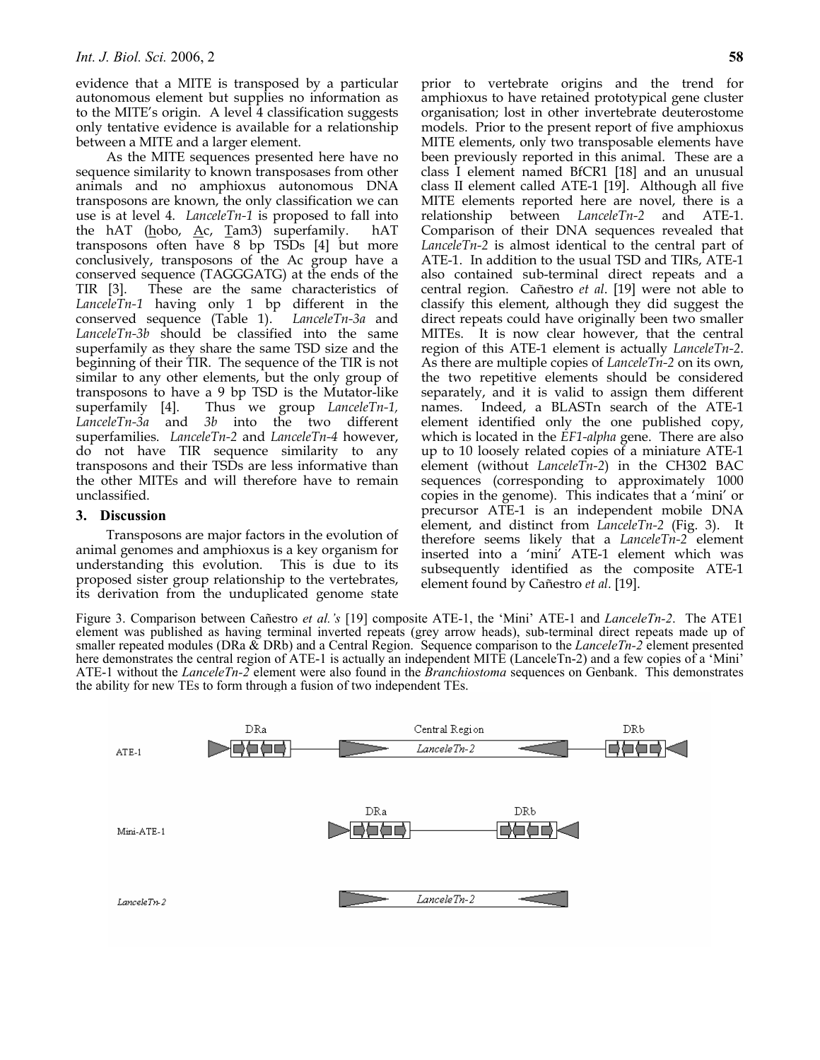evidence that a MITE is transposed by a particular autonomous element but supplies no information as to the MITE's origin. A level 4 classification suggests only tentative evidence is available for a relationship between a MITE and a larger element.

As the MITE sequences presented here have no sequence similarity to known transposases from other animals and no amphioxus autonomous DNA transposons are known, the only classification we can use is at level 4. *LanceleTn-1* is proposed to fall into the hAT (hobo, Ac, Tam3) superfamily. hAT transposons often have 8 bp TSDs [4] but more conclusively, transposons of the Ac group have a conserved sequence (TAGGGATG) at the ends of the TIR [3]. These are the same characteristics of *LanceleTn-1* having only 1 bp different in the conserved sequence (Table 1). *LanceleTn-3a* and *LanceleTn-3b* should be classified into the same superfamily as they share the same TSD size and the beginning of their TIR. The sequence of the TIR is not similar to any other elements, but the only group of transposons to have a 9 bp TSD is the Mutator-like superfamily [4]. Thus we group *LanceleTn-1, LanceleTn-3a* and *3b* into the two different superfamilies. *LanceleTn-2* and *LanceleTn-4* however, do not have TIR sequence similarity to any transposons and their TSDs are less informative than the other MITEs and will therefore have to remain unclassified.

## 3. Discussion

Transposons are major factors in the evolution of animal genomes and amphioxus is a key organism for understanding this evolution. This is due to its proposed sister group relationship to the vertebrates, its derivation from the unduplicated genome state prior to vertebrate origins and the trend for amphioxus to have retained prototypical gene cluster organisation; lost in other invertebrate deuterostome models. Prior to the present report of five amphioxus MITE elements, only two transposable elements have been previously reported in this animal. These are a class I element named BfCR1 [18] and an unusual class II element called ATE-1 [19]. Although all five MITE elements reported here are novel, there is a relationship between *LanceleTn-2* and ATE-1. Comparison of their DNA sequences revealed that *LanceleTn-2* is almost identical to the central part of ATE-1. In addition to the usual TSD and TIRs, ATE-1 also contained sub-terminal direct repeats and a central region. Cañestro *et al*. [19] were not able to classify this element, although they did suggest the direct repeats could have originally been two smaller MITEs. It is now clear however, that the central region of this ATE-1 element is actually *LanceleTn-2*. As there are multiple copies of *LanceleTn-2* on its own, the two repetitive elements should be considered separately, and it is valid to assign them different names. Indeed, a BLASTn search of the ATE-1 element identified only the one published copy, which is located in the *EF1-alpha* gene. There are also up to 10 loosely related copies of a miniature ATE-1 element (without *LanceleTn-2*) in the CH302 BAC sequences (corresponding to approximately 1000 copies in the genome). This indicates that a 'mini' or precursor ATE-1 is an independent mobile DNA element, and distinct from *LanceleTn-2* (Fig. 3). It therefore seems likely that a *LanceleTn-2* element inserted into a 'mini' ATE-1 element which was subsequently identified as the composite ATE-1 element found by Cañestro *et al.* [19].

Figure 3. Comparison between Cañestro *et al.'s* [19] composite ATE-1, the 'Mini' ATE-1 and *LanceleTn-2*. The ATE1 element was published as having terminal inverted repeats (grey arrow heads), sub-terminal direct repeats made up of smaller repeated modules (DRa & DRb) and a Central Region. Sequence comparison to the *LanceleTn-2* element presented here demonstrates the central region of ATE-1 is actually an independent MITE (LanceleTn-2) and a few copies of a 'Mini' ATE-1 without the *LanceleTn-2* element were also found in the *Branchiostoma* sequences on Genbank. This demonstrates the ability for new TEs to form through a fusion of two independent TEs.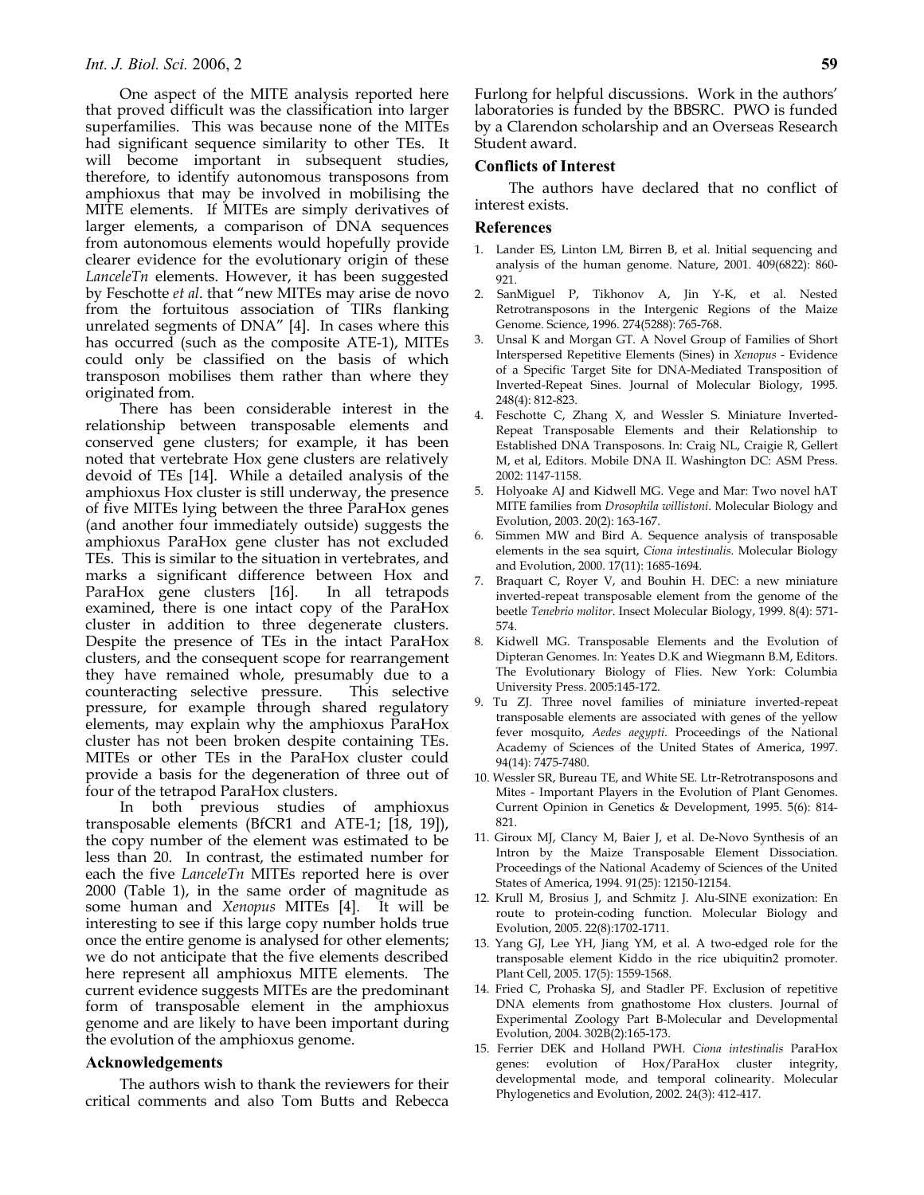One aspect of the MITE analysis reported here that proved difficult was the classification into larger superfamilies. This was because none of the MITEs had significant sequence similarity to other TEs. It will become important in subsequent studies, therefore, to identify autonomous transposons from amphioxus that may be involved in mobilising the MITE elements. If MITEs are simply derivatives of larger elements, a comparison of DNA sequences from autonomous elements would hopefully provide clearer evidence for the evolutionary origin of these *LanceleTn* elements. However, it has been suggested by Feschotte *et al*. that "new MITEs may arise de novo from the fortuitous association of TIRs flanking unrelated segments of DNA" [4]. In cases where this has occurred (such as the composite ATE-1), MITEs could only be classified on the basis of which transposon mobilises them rather than where they originated from.

There has been considerable interest in the relationship between transposable elements and conserved gene clusters; for example, it has been noted that vertebrate Hox gene clusters are relatively devoid of TEs [14]. While a detailed analysis of the amphioxus Hox cluster is still underway, the presence of five MITEs lying between the three ParaHox genes (and another four immediately outside) suggests the amphioxus ParaHox gene cluster has not excluded TEs. This is similar to the situation in vertebrates, and marks a significant difference between Hox and ParaHox gene clusters [16]. In all tetrapods examined, there is one intact copy of the ParaHox cluster in addition to three degenerate clusters. Despite the presence of TEs in the intact ParaHox clusters, and the consequent scope for rearrangement they have remained whole, presumably due to a counteracting selective pressure. This selective pressure, for example through shared regulatory elements, may explain why the amphioxus ParaHox cluster has not been broken despite containing TEs. MITEs or other TEs in the ParaHox cluster could provide a basis for the degeneration of three out of four of the tetrapod ParaHox clusters.

In both previous studies of amphioxus transposable elements (BfCR1 and ATE-1; [18, 19]), the copy number of the element was estimated to be less than 20. In contrast, the estimated number for each the five *LanceleTn* MITEs reported here is over 2000 (Table 1), in the same order of magnitude as some human and *Xenopus* MITEs [4]. It will be interesting to see if this large copy number holds true once the entire genome is analysed for other elements; we do not anticipate that the five elements described here represent all amphioxus MITE elements. The current evidence suggests MITEs are the predominant form of transposable element in the amphioxus genome and are likely to have been important during the evolution of the amphioxus genome.

## Acknowledgements

The authors wish to thank the reviewers for their critical comments and also Tom Butts and Rebecca Furlong for helpful discussions. Work in the authors' laboratories is funded by the BBSRC. PWO is funded by a Clarendon scholarship and an Overseas Research Student award.

## Conflicts of Interest

The authors have declared that no conflict of interest exists.

## References

1. Lander ES, Linton LM, Birren B, et al. Initial sequencing and analysis of the human genome. Nature, 2001. 409(6822): 860-921.
2. SanMiguel P, Tikhonov A, Jin Y-K, et al. Nested Retrotransposons in the Intergenic Regions of the Maize Genome. Science, 1996. 274(5288): 765-768.
3. Unsal K and Morgan GT. A Novel Group of Families of Short Interspersed Repetitive Elements (Sines) in *Xenopus* - Evidence of a Specific Target Site for DNA-Mediated Transposition of Inverted-Repeat Sines. Journal of Molecular Biology, 1995. 248(4): 812-823.
4. Feschotte C, Zhang X, and Wessler S. Miniature Inverted-Repeat Transposable Elements and their Relationship to Established DNA Transposons. In: Craig NL, Craigie R, Gellert M, et al, Editors. Mobile DNA II. Washington DC: ASM Press. 2002: 1147-1158.
5. Holyoake AJ and Kidwell MG. Vege and Mar: Two novel hAT MITE families from *Drosophila willistoni*. Molecular Biology and Evolution, 2003. 20(2): 163-167.
6. Simmen MW and Bird A. Sequence analysis of transposable elements in the sea squirt, *Ciona intestinalis*. Molecular Biology and Evolution, 2000. 17(11): 1685-1694.
7. Braquart C, Royer V, and Bouhin H. DEC: a new miniature inverted-repeat transposable element from the genome of the beetle *Tenebrio molitor*. Insect Molecular Biology, 1999. 8(4): 571-574.
8. Kidwell MG. Transposable Elements and the Evolution of Dipteran Genomes. In: Yeates D.K and Wiegmann B.M, Editors. The Evolutionary Biology of Flies. New York: Columbia University Press. 2005:145-172.
9. Tu ZJ. Three novel families of miniature inverted-repeat transposable elements are associated with genes of the yellow fever mosquito, *Aedes aegypti*. Proceedings of the National Academy of Sciences of the United States of America, 1997. 94(14): 7475-7480.
10. Wessler SR, Bureau TE, and White SE. Ltr-Retrotransposons and Mites - Important Players in the Evolution of Plant Genomes. Current Opinion in Genetics & Development, 1995. 5(6): 814-821.
11. Giroux MJ, Clancy M, Baier J, et al. De-Novo Synthesis of an Intron by the Maize Transposable Element Dissociation. Proceedings of the National Academy of Sciences of the United States of America, 1994. 91(25): 12150-12154.
12. Krull M, Brosius J, and Schmitz J. Alu-SINE exonization: En route to protein-coding function. Molecular Biology and Evolution, 2005. 22(8):1702-1711.
13. Yang GJ, Lee YH, Jiang YM, et al. A two-edged role for the transposable element Kiddo in the rice ubiquitin2 promoter. Plant Cell, 2005. 17(5): 1559-1568.
14. Fried C, Prohaska SJ, and Stadler PF. Exclusion of repetitive DNA elements from gnathostome Hox clusters. Journal of Experimental Zoology Part B-Molecular and Developmental Evolution, 2004. 302B(2):165-173.
15. Ferrier DEK and Holland PWH. *Ciona intestinalis* ParaHox genes: evolution of Hox/ParaHox cluster integrity, developmental mode, and temporal colinearity. Molecular Phylogenetics and Evolution, 2002. 24(3): 412-417.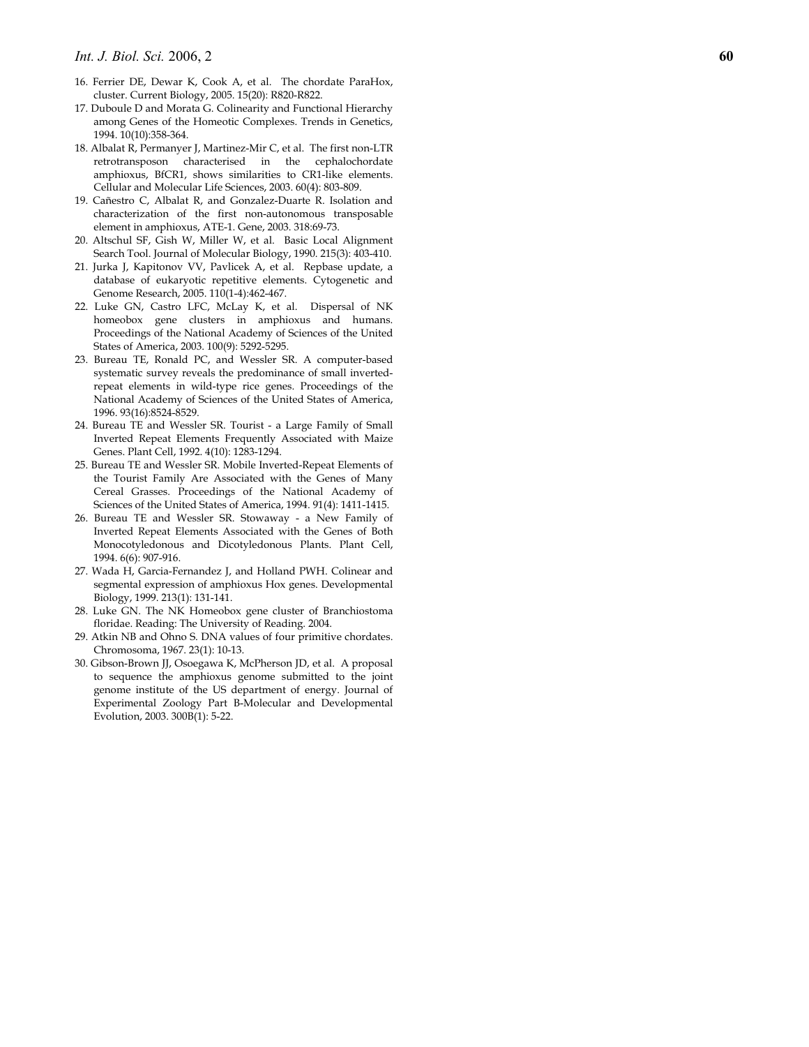16. Ferrier DE, Dewar K, Cook A, et al. The chordate ParaHox, cluster. Current Biology, 2005. 15(20): R820-R822.
17. Duboule D and Morata G. Colinearity and Functional Hierarchy among Genes of the Homeotic Complexes. Trends in Genetics, 1994. 10(10):358-364.
18. Albalat R, Permanyer J, Martinez-Mir C, et al. The first non-LTR retrotransposon characterised in the cephalochordate amphioxus, BfCR1, shows similarities to CR1-like elements. Cellular and Molecular Life Sciences, 2003. 60(4): 803-809.
19. Cañestro C, Albalat R, and Gonzalez-Duarte R. Isolation and characterization of the first non-autonomous transposable element in amphioxus, ATE-1. Gene, 2003. 318:69-73.
20. Altschul SF, Gish W, Miller W, et al. Basic Local Alignment Search Tool. Journal of Molecular Biology, 1990. 215(3): 403-410.
21. Jurka J, Kapitonov VV, Pavlicek A, et al. Repbase update, a database of eukaryotic repetitive elements. Cytogenetic and Genome Research, 2005. 110(1-4):462-467.
22. Luke GN, Castro LFC, McLay K, et al. Dispersal of NK homeobox gene clusters in amphioxus and humans. Proceedings of the National Academy of Sciences of the United States of America, 2003. 100(9): 5292-5295.
23. Bureau TE, Ronald PC, and Wessler SR. A computer-based systematic survey reveals the predominance of small inverted-repeat elements in wild-type rice genes. Proceedings of the National Academy of Sciences of the United States of America, 1996. 93(16):8524-8529.
24. Bureau TE and Wessler SR. Tourist - a Large Family of Small Inverted Repeat Elements Frequently Associated with Maize Genes. Plant Cell, 1992. 4(10): 1283-1294.
25. Bureau TE and Wessler SR. Mobile Inverted-Repeat Elements of the Tourist Family Are Associated with the Genes of Many Cereal Grasses. Proceedings of the National Academy of Sciences of the United States of America, 1994. 91(4): 1411-1415.
26. Bureau TE and Wessler SR. Stowaway - a New Family of Inverted Repeat Elements Associated with the Genes of Both Monocotyledonous and Dicotyledonous Plants. Plant Cell, 1994. 6(6): 907-916.
27. Wada H, Garcia-Fernandez J, and Holland PWH. Colinear and segmental expression of amphioxus Hox genes. Developmental Biology, 1999. 213(1): 131-141.
28. Luke GN. The NK Homeobox gene cluster of Branchiostoma floridae. Reading: The University of Reading. 2004.
29. Atkin NB and Ohno S. DNA values of four primitive chordates. Chromosoma, 1967. 23(1): 10-13.
30. Gibson-Brown JJ, Osoegawa K, McPherson JD, et al. A proposal to sequence the amphioxus genome submitted to the joint genome institute of the US department of energy. Journal of Experimental Zoology Part B-Molecular and Developmental Evolution, 2003. 300B(1): 5-22.